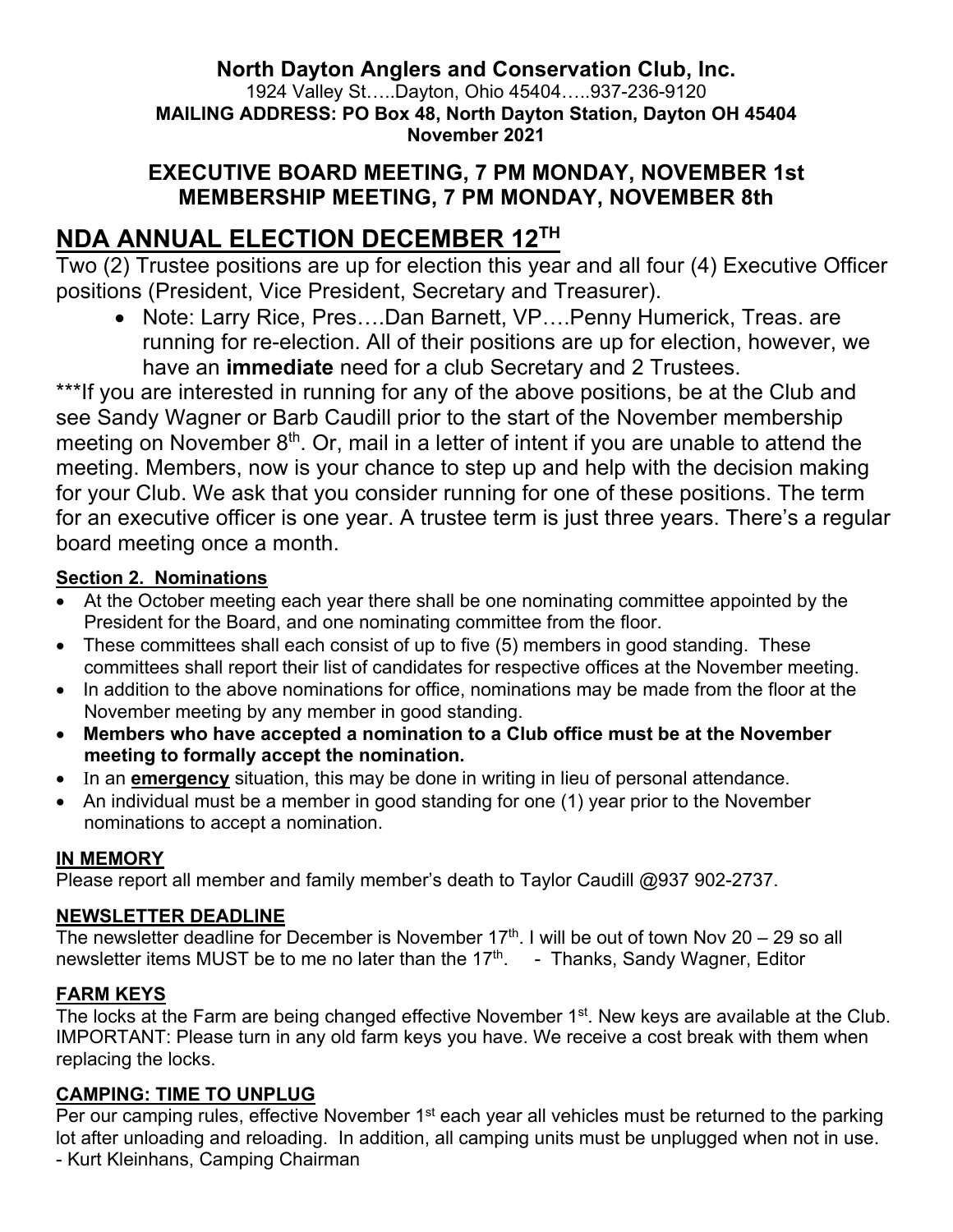**North Dayton Anglers and Conservation Club, Inc.**
1924 Valley St…..Dayton, Ohio 45404…..937-236-9120
**MAILING ADDRESS: PO Box 48, North Dayton Station, Dayton OH 45404**
**November 2021**

**EXECUTIVE BOARD MEETING, 7 PM MONDAY, NOVEMBER 1st**
**MEMBERSHIP MEETING, 7 PM MONDAY, NOVEMBER 8th**

# NDA ANNUAL ELECTION DECEMBER 12TH

Two (2) Trustee positions are up for election this year and all four (4) Executive Officer positions (President, Vice President, Secretary and Treasurer).

- Note: Larry Rice, Pres….Dan Barnett, VP….Penny Humerick, Treas. are running for re-election. All of their positions are up for election, however, we have an **immediate** need for a club Secretary and 2 Trustees.

***If you are interested in running for any of the above positions, be at the Club and see Sandy Wagner or Barb Caudill prior to the start of the November membership meeting on November 8th. Or, mail in a letter of intent if you are unable to attend the meeting. Members, now is your chance to step up and help with the decision making for your Club. We ask that you consider running for one of these positions. The term for an executive officer is one year. A trustee term is just three years. There's a regular board meeting once a month.

**Section 2. Nominations**

- At the October meeting each year there shall be one nominating committee appointed by the President for the Board, and one nominating committee from the floor.
- These committees shall each consist of up to five (5) members in good standing. These committees shall report their list of candidates for respective offices at the November meeting.
- In addition to the above nominations for office, nominations may be made from the floor at the November meeting by any member in good standing.
- **Members who have accepted a nomination to a Club office must be at the November meeting to formally accept the nomination.**
- In an **emergency** situation, this may be done in writing in lieu of personal attendance.
- An individual must be a member in good standing for one (1) year prior to the November nominations to accept a nomination.

**IN MEMORY**

Please report all member and family member's death to Taylor Caudill @937 902-2737.

**NEWSLETTER DEADLINE**

The newsletter deadline for December is November 17th. I will be out of town Nov 20 – 29 so all newsletter items MUST be to me no later than the 17th. - Thanks, Sandy Wagner, Editor

**FARM KEYS**

The locks at the Farm are being changed effective November 1st. New keys are available at the Club. IMPORTANT: Please turn in any old farm keys you have. We receive a cost break with them when replacing the locks.

**CAMPING: TIME TO UNPLUG**

Per our camping rules, effective November 1st each year all vehicles must be returned to the parking lot after unloading and reloading. In addition, all camping units must be unplugged when not in use.
- Kurt Kleinhans, Camping Chairman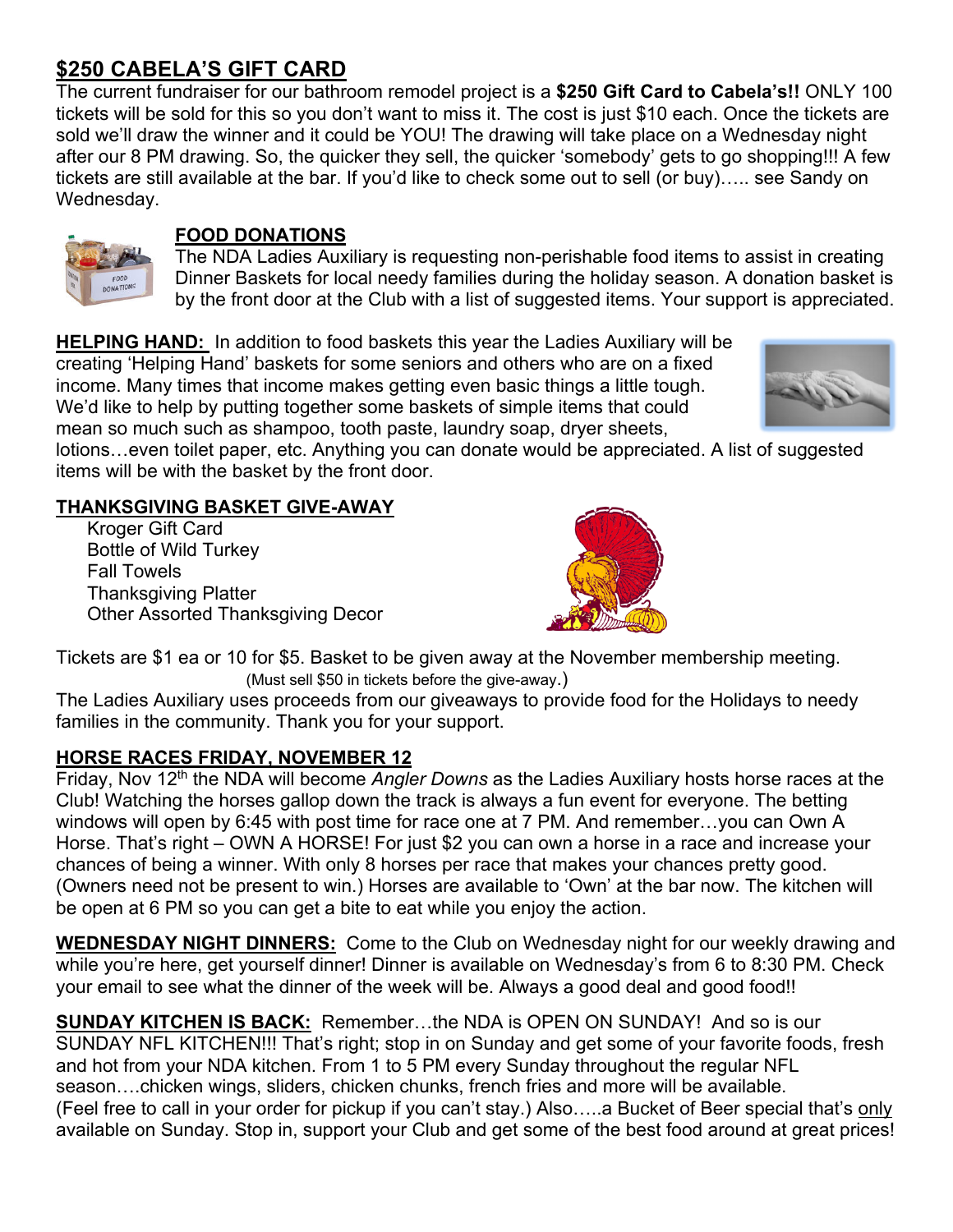## $250 CABELA'S GIFT CARD

The current fundraiser for our bathroom remodel project is a **$250 Gift Card to Cabela's!!** ONLY 100 tickets will be sold for this so you don't want to miss it. The cost is just $10 each. Once the tickets are sold we'll draw the winner and it could be YOU! The drawing will take place on a Wednesday night after our 8 PM drawing. So, the quicker they sell, the quicker 'somebody' gets to go shopping!!! A few tickets are still available at the bar. If you'd like to check some out to sell (or buy)….. see Sandy on Wednesday.

## FOOD DONATIONS

The NDA Ladies Auxiliary is requesting non-perishable food items to assist in creating Dinner Baskets for local needy families during the holiday season. A donation basket is by the front door at the Club with a list of suggested items. Your support is appreciated.

**HELPING HAND:** In addition to food baskets this year the Ladies Auxiliary will be creating 'Helping Hand' baskets for some seniors and others who are on a fixed income. Many times that income makes getting even basic things a little tough. We'd like to help by putting together some baskets of simple items that could mean so much such as shampoo, tooth paste, laundry soap, dryer sheets, lotions…even toilet paper, etc. Anything you can donate would be appreciated. A list of suggested items will be with the basket by the front door.

## THANKSGIVING BASKET GIVE-AWAY

Kroger Gift Card
Bottle of Wild Turkey
Fall Towels
Thanksgiving Platter
Other Assorted Thanksgiving Decor

Tickets are $1 ea or 10 for $5. Basket to be given away at the November membership meeting.
(Must sell $50 in tickets before the give-away.)
The Ladies Auxiliary uses proceeds from our giveaways to provide food for the Holidays to needy families in the community. Thank you for your support.

## HORSE RACES FRIDAY, NOVEMBER 12

Friday, Nov 12th the NDA will become *Angler Downs* as the Ladies Auxiliary hosts horse races at the Club! Watching the horses gallop down the track is always a fun event for everyone. The betting windows will open by 6:45 with post time for race one at 7 PM. And remember…you can Own A Horse. That's right – OWN A HORSE! For just $2 you can own a horse in a race and increase your chances of being a winner. With only 8 horses per race that makes your chances pretty good. (Owners need not be present to win.) Horses are available to 'Own' at the bar now. The kitchen will be open at 6 PM so you can get a bite to eat while you enjoy the action.

**WEDNESDAY NIGHT DINNERS:** Come to the Club on Wednesday night for our weekly drawing and while you're here, get yourself dinner! Dinner is available on Wednesday's from 6 to 8:30 PM. Check your email to see what the dinner of the week will be. Always a good deal and good food!!

**SUNDAY KITCHEN IS BACK:** Remember…the NDA is OPEN ON SUNDAY! And so is our SUNDAY NFL KITCHEN!!! That's right; stop in on Sunday and get some of your favorite foods, fresh and hot from your NDA kitchen. From 1 to 5 PM every Sunday throughout the regular NFL season….chicken wings, sliders, chicken chunks, french fries and more will be available. (Feel free to call in your order for pickup if you can't stay.) Also…..a Bucket of Beer special that's only available on Sunday. Stop in, support your Club and get some of the best food around at great prices!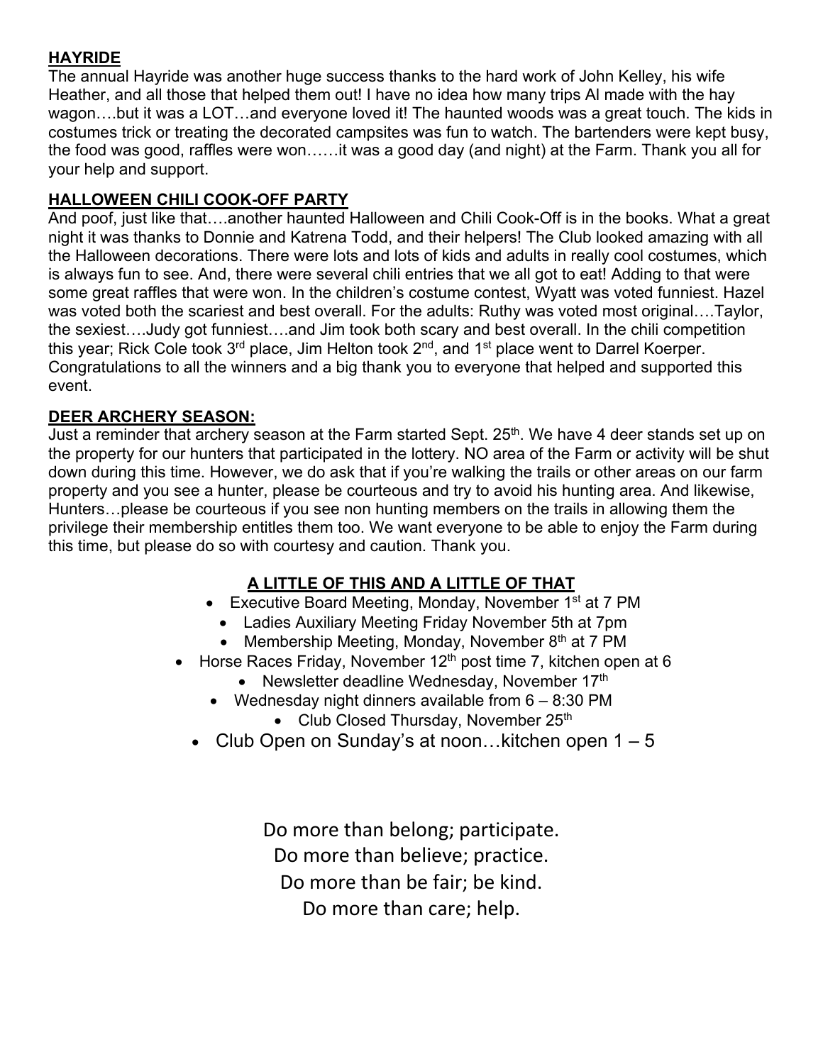**HAYRIDE**

The annual Hayride was another huge success thanks to the hard work of John Kelley, his wife Heather, and all those that helped them out! I have no idea how many trips Al made with the hay wagon….but it was a LOT…and everyone loved it! The haunted woods was a great touch. The kids in costumes trick or treating the decorated campsites was fun to watch. The bartenders were kept busy, the food was good, raffles were won……it was a good day (and night) at the Farm. Thank you all for your help and support.

**HALLOWEEN CHILI COOK-OFF PARTY**

And poof, just like that….another haunted Halloween and Chili Cook-Off is in the books. What a great night it was thanks to Donnie and Katrena Todd, and their helpers! The Club looked amazing with all the Halloween decorations. There were lots and lots of kids and adults in really cool costumes, which is always fun to see. And, there were several chili entries that we all got to eat! Adding to that were some great raffles that were won. In the children's costume contest, Wyatt was voted funniest. Hazel was voted both the scariest and best overall. For the adults: Ruthy was voted most original….Taylor, the sexiest….Judy got funniest….and Jim took both scary and best overall. In the chili competition this year; Rick Cole took 3rd place, Jim Helton took 2nd, and 1st place went to Darrel Koerper. Congratulations to all the winners and a big thank you to everyone that helped and supported this event.

**DEER ARCHERY SEASON:**

Just a reminder that archery season at the Farm started Sept. 25th. We have 4 deer stands set up on the property for our hunters that participated in the lottery. NO area of the Farm or activity will be shut down during this time. However, we do ask that if you're walking the trails or other areas on our farm property and you see a hunter, please be courteous and try to avoid his hunting area. And likewise, Hunters…please be courteous if you see non hunting members on the trails in allowing them the privilege their membership entitles them too. We want everyone to be able to enjoy the Farm during this time, but please do so with courtesy and caution. Thank you.

**A LITTLE OF THIS AND A LITTLE OF THAT**

- Executive Board Meeting, Monday, November 1st at 7 PM
- Ladies Auxiliary Meeting Friday November 5th at 7pm
- Membership Meeting, Monday, November 8th at 7 PM
- Horse Races Friday, November 12th post time 7, kitchen open at 6
- Newsletter deadline Wednesday, November 17th
- Wednesday night dinners available from 6 – 8:30 PM
- Club Closed Thursday, November 25th
- Club Open on Sunday's at noon…kitchen open 1 – 5

Do more than belong; participate.
Do more than believe; practice.
Do more than be fair; be kind.
Do more than care; help.